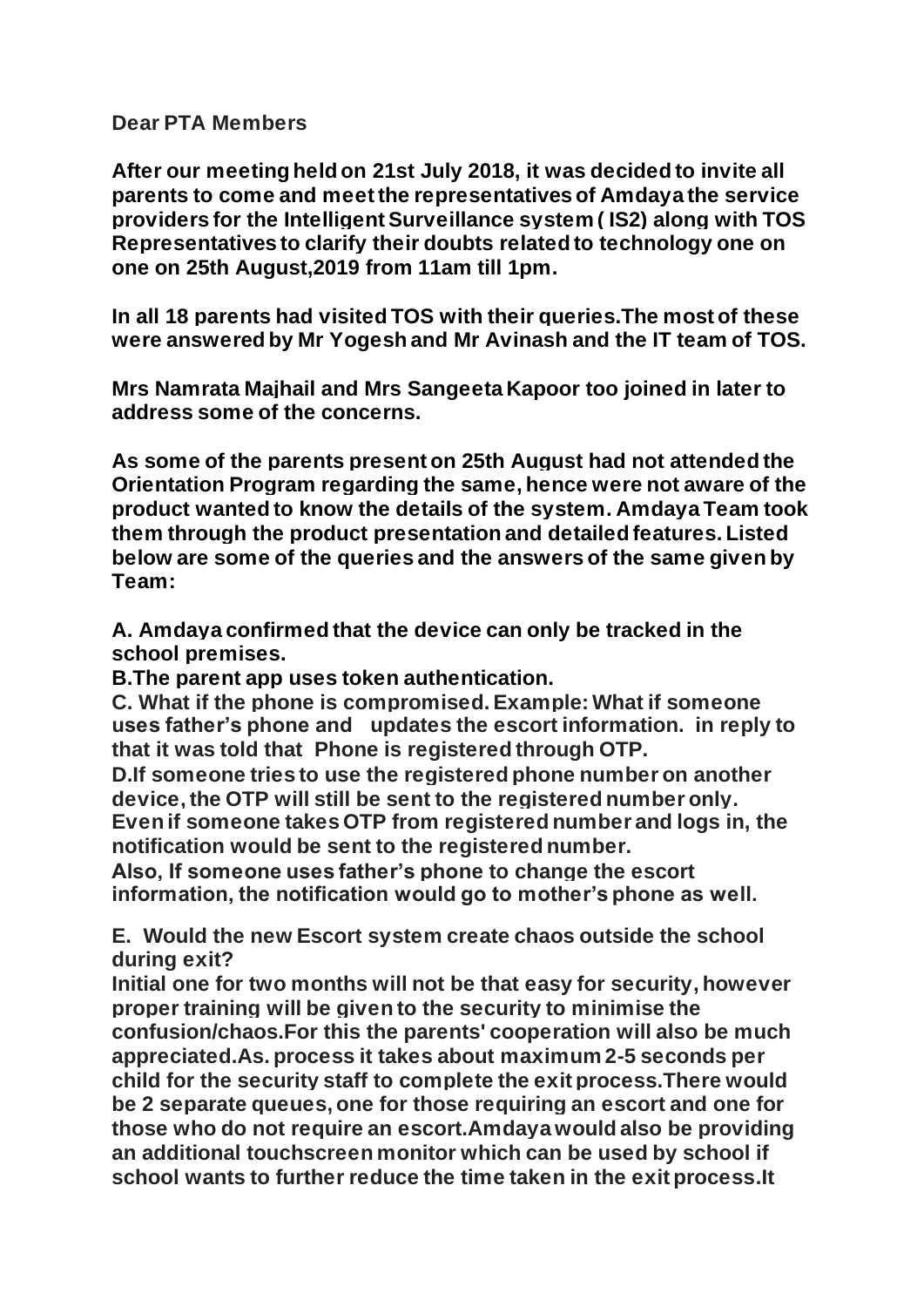**Dear PTA Members**

**After our meeting held on 21st July 2018, it was decided to invite all parents to come and meet the representatives of Amdaya the service providers for the Intelligent Surveillance system ( IS2) along with TOS Representatives to clarify their doubts related to technology one on one on 25th August,2019 from 11am till 1pm.**

**In all 18 parents had visited TOS with their queries.The most of these were answered by Mr Yogesh and Mr Avinash and the IT team of TOS.**

**Mrs Namrata Majhail and Mrs Sangeeta Kapoor too joined in later to address some of the concerns.**

**As some of the parents present on 25th August had not attended the Orientation Program regarding the same, hence were not aware of the product wanted to know the details of the system. Amdaya Team took them through the product presentation and detailed features. Listed below are some of the queries and the answers of the same given by Team:**

**A. Amdaya confirmed that the device can only be tracked in the school premises.**
**B.The parent app uses token authentication.**
**C. What if the phone is compromised. Example: What if someone uses father's phone and updates the escort information. in reply to that it was told that Phone is registered through OTP.**
**D.If someone tries to use the registered phone number on another device, the OTP will still be sent to the registered number only. Even if someone takes OTP from registered number and logs in, the notification would be sent to the registered number.**
**Also, If someone uses father's phone to change the escort information, the notification would go to mother's phone as well.**

**E. Would the new Escort system create chaos outside the school during exit?**
**Initial one for two months will not be that easy for security, however proper training will be given to the security to minimise the confusion/chaos.For this the parents' cooperation will also be much appreciated.As. process it takes about maximum 2-5 seconds per child for the security staff to complete the exit process.There would be 2 separate queues, one for those requiring an escort and one for those who do not require an escort.Amdaya would also be providing an additional touchscreen monitor which can be used by school if school wants to further reduce the time taken in the exit process.It**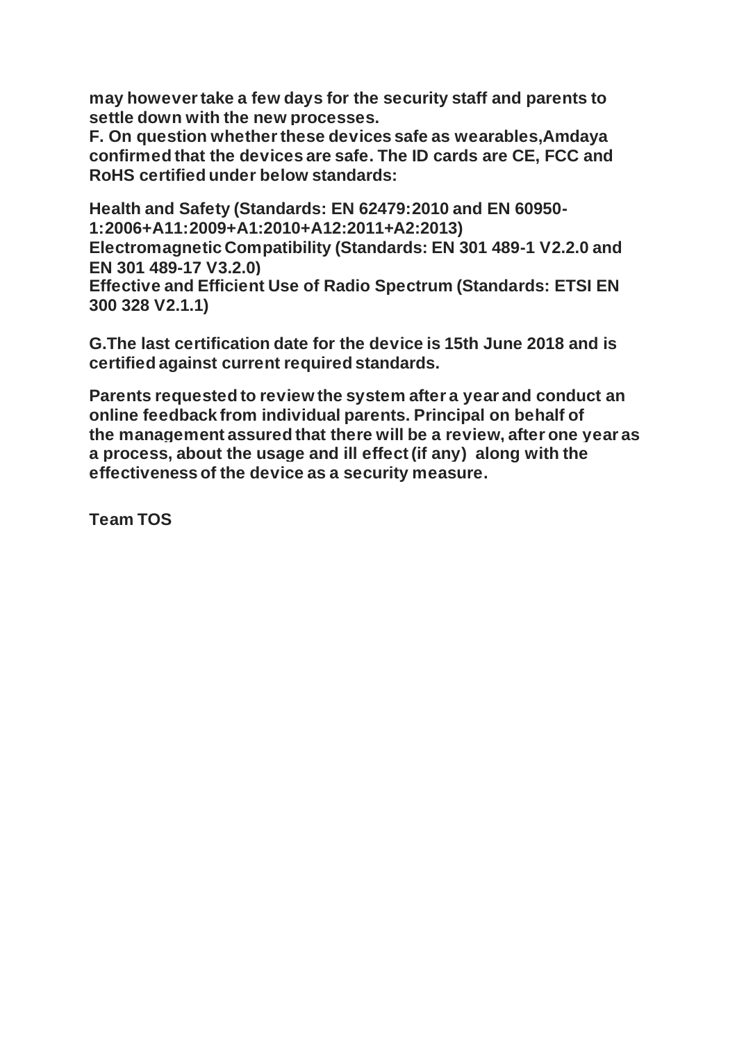**may however take a few days for the security staff and parents to settle down with the new processes.**

**F. On question whether these devices safe as wearables,Amdaya confirmed that the devices are safe. The ID cards are CE, FCC and RoHS certified under below standards:**

**Health and Safety (Standards: EN 62479:2010 and EN 60950-1:2006+A11:2009+A1:2010+A12:2011+A2:2013)**
**Electromagnetic Compatibility (Standards: EN 301 489-1 V2.2.0 and EN 301 489-17 V3.2.0)**
**Effective and Efficient Use of Radio Spectrum (Standards: ETSI EN 300 328 V2.1.1)**

**G.The last certification date for the device is 15th June 2018 and is certified against current required standards.**

**Parents requested to review the system after a year and conduct an online feedback from individual parents. Principal on behalf of the management assured that there will be a review, after one year as a process, about the usage and ill effect (if any) along with the effectiveness of the device as a security measure.**

**Team TOS**